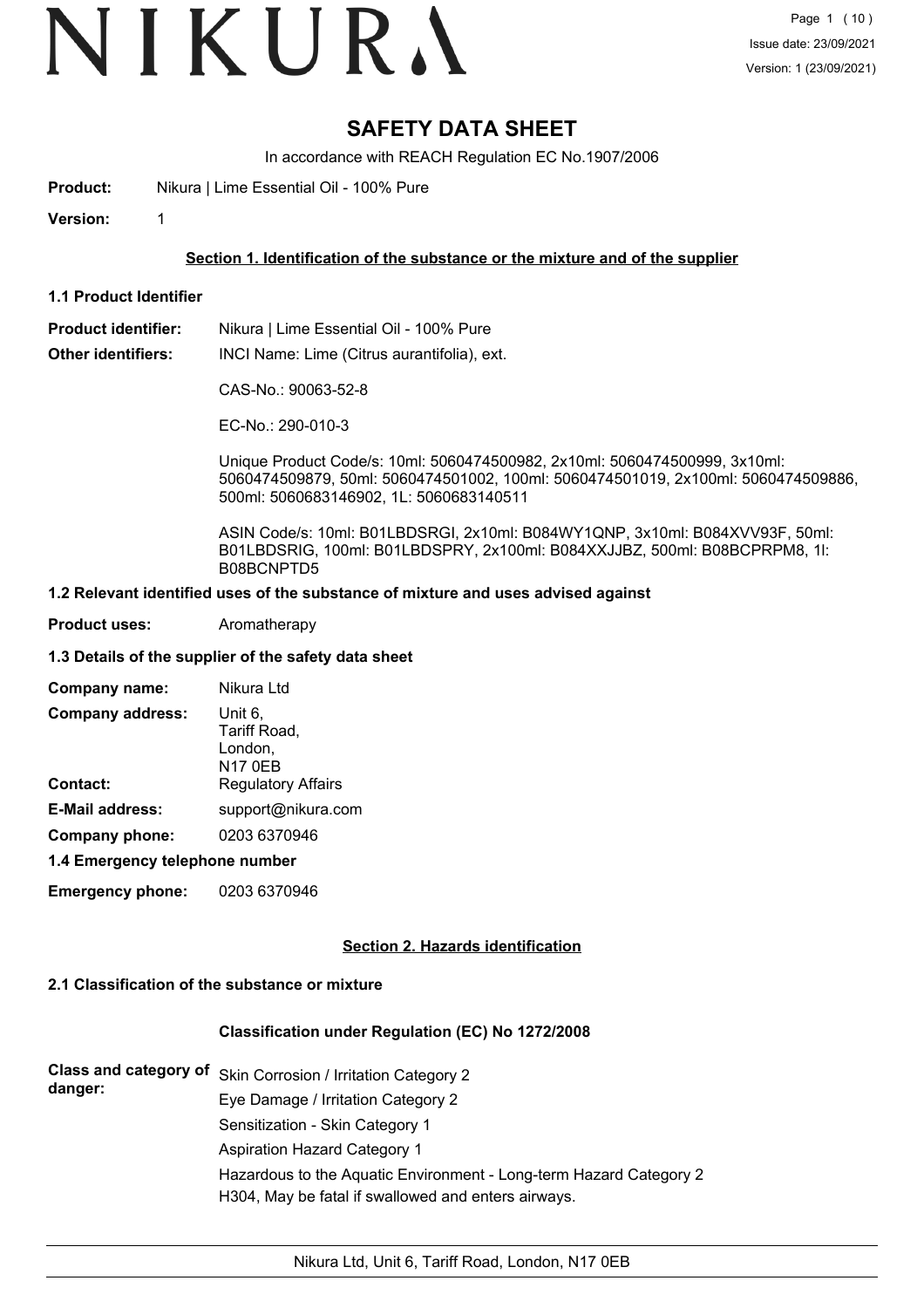# SAFETY DATA SHEET

In accordance with REACH Regulation EC No.1907/2006

**Product:** Nikura | Lime Essential Oil - 100% Pure

**Version:** 1

## Section 1. Identification of the substance or the mixture and of the supplier

### 1.1 Product Identifier

**Product identifier:** Nikura | Lime Essential Oil - 100% Pure

**Other identifiers:** INCI Name: Lime (Citrus aurantifolia), ext.

CAS-No.: 90063-52-8

EC-No.: 290-010-3

Unique Product Code/s: 10ml: 5060474500982, 2x10ml: 5060474500999, 3x10ml: 5060474509879, 50ml: 5060474501002, 100ml: 5060474501019, 2x100ml: 5060474509886, 500ml: 5060683146902, 1L: 5060683140511

ASIN Code/s: 10ml: B01LBDSRGI, 2x10ml: B084WY1QNP, 3x10ml: B084XVV93F, 50ml: B01LBDSRIG, 100ml: B01LBDSPRY, 2x100ml: B084XXJJBZ, 500ml: B08BCPRPM8, 1l: B08BCNPTD5

### 1.2 Relevant identified uses of the substance of mixture and uses advised against

**Product uses:** Aromatherapy

### 1.3 Details of the supplier of the safety data sheet

**Company name:** Nikura Ltd

**Company address:** Unit 6,
Tariff Road,
London,
N17 0EB

**Contact:** Regulatory Affairs

**E-Mail address:** support@nikura.com

**Company phone:** 0203 6370946

### 1.4 Emergency telephone number

**Emergency phone:** 0203 6370946

## Section 2. Hazards identification

### 2.1 Classification of the substance or mixture

**Classification under Regulation (EC) No 1272/2008**

**Class and category of danger:**

Skin Corrosion / Irritation Category 2

Eye Damage / Irritation Category 2

Sensitization - Skin Category 1

Aspiration Hazard Category 1

Hazardous to the Aquatic Environment - Long-term Hazard Category 2

H304, May be fatal if swallowed and enters airways.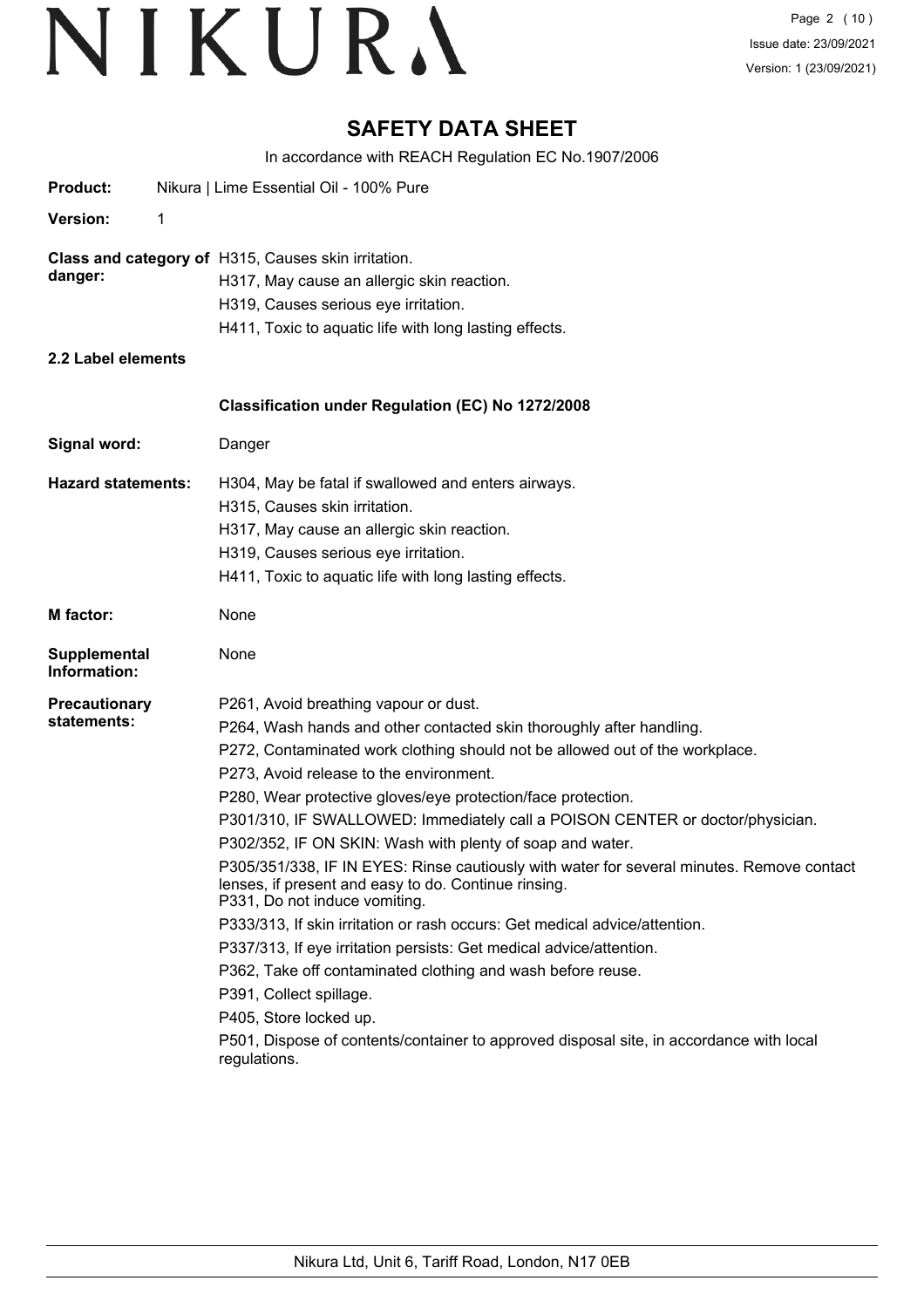# SAFETY DATA SHEET

In accordance with REACH Regulation EC No.1907/2006

**Product:** Nikura | Lime Essential Oil - 100% Pure

**Version:** 1

**Class and category of danger:**
H315, Causes skin irritation.
H317, May cause an allergic skin reaction.
H319, Causes serious eye irritation.
H411, Toxic to aquatic life with long lasting effects.

**2.2 Label elements**

**Classification under Regulation (EC) No 1272/2008**

**Signal word:** Danger

**Hazard statements:**
H304, May be fatal if swallowed and enters airways.
H315, Causes skin irritation.
H317, May cause an allergic skin reaction.
H319, Causes serious eye irritation.
H411, Toxic to aquatic life with long lasting effects.

**M factor:** None

**Supplemental Information:** None

**Precautionary statements:**
P261, Avoid breathing vapour or dust.
P264, Wash hands and other contacted skin thoroughly after handling.
P272, Contaminated work clothing should not be allowed out of the workplace.
P273, Avoid release to the environment.
P280, Wear protective gloves/eye protection/face protection.
P301/310, IF SWALLOWED: Immediately call a POISON CENTER or doctor/physician.
P302/352, IF ON SKIN: Wash with plenty of soap and water.
P305/351/338, IF IN EYES: Rinse cautiously with water for several minutes. Remove contact lenses, if present and easy to do. Continue rinsing.
P331, Do not induce vomiting.
P333/313, If skin irritation or rash occurs: Get medical advice/attention.
P337/313, If eye irritation persists: Get medical advice/attention.
P362, Take off contaminated clothing and wash before reuse.
P391, Collect spillage.
P405, Store locked up.
P501, Dispose of contents/container to approved disposal site, in accordance with local regulations.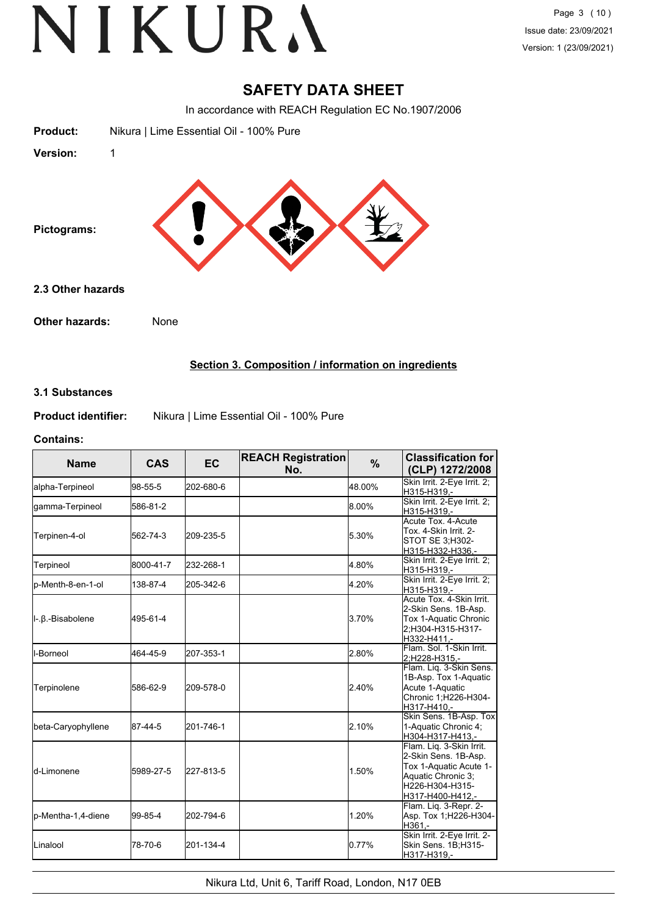# SAFETY DATA SHEET

In accordance with REACH Regulation EC No.1907/2006

**Product:** Nikura | Lime Essential Oil - 100% Pure

**Version:** 1

**Pictograms:**

### 2.3 Other hazards

**Other hazards:** None

## Section 3. Composition / information on ingredients

### 3.1 Substances

**Product identifier:** Nikura | Lime Essential Oil - 100% Pure

**Contains:**

| Name | CAS | EC | REACH Registration No. | % | Classification for (CLP) 1272/2008 |
|---|---|---|---|---|---|
| alpha-Terpineol | 98-55-5 | 202-680-6 | | 48.00% | Skin Irrit. 2-Eye Irrit. 2;H315-H319,- |
| gamma-Terpineol | 586-81-2 | | | 8.00% | Skin Irrit. 2-Eye Irrit. 2;H315-H319,- |
| Terpinen-4-ol | 562-74-3 | 209-235-5 | | 5.30% | Acute Tox. 4-Acute Tox. 4-Skin Irrit. 2-STOT SE 3;H302-H315-H332-H336,- |
| Terpineol | 8000-41-7 | 232-268-1 | | 4.80% | Skin Irrit. 2-Eye Irrit. 2;H315-H319,- |
| p-Menth-8-en-1-ol | 138-87-4 | 205-342-6 | | 4.20% | Skin Irrit. 2-Eye Irrit. 2;H315-H319,- |
| l-.β.-Bisabolene | 495-61-4 | | | 3.70% | Acute Tox. 4-Skin Irrit. 2-Skin Sens. 1B-Asp. Tox 1-Aquatic Chronic 2;H304-H315-H317-H332-H411,- |
| l-Borneol | 464-45-9 | 207-353-1 | | 2.80% | Flam. Sol. 1-Skin Irrit. 2;H228-H315,- |
| Terpinolene | 586-62-9 | 209-578-0 | | 2.40% | Flam. Liq. 3-Skin Sens. 1B-Asp. Tox 1-Aquatic Acute 1-Aquatic Chronic 1;H226-H304-H317-H410,- |
| beta-Caryophyllene | 87-44-5 | 201-746-1 | | 2.10% | Skin Sens. 1B-Asp. Tox 1-Aquatic Chronic 4;H304-H317-H413,- |
| d-Limonene | 5989-27-5 | 227-813-5 | | 1.50% | Flam. Liq. 3-Skin Irrit. 2-Skin Sens. 1B-Asp. Tox 1-Aquatic Acute 1-Aquatic Chronic 3;H226-H304-H315-H317-H400-H412,- |
| p-Mentha-1,4-diene | 99-85-4 | 202-794-6 | | 1.20% | Flam. Liq. 3-Repr. 2-Asp. Tox 1;H226-H304-H361,- |
| Linalool | 78-70-6 | 201-134-4 | | 0.77% | Skin Irrit. 2-Eye Irrit. 2-Skin Sens. 1B;H315-H317-H319,- |

Nikura Ltd, Unit 6, Tariff Road, London, N17 0EB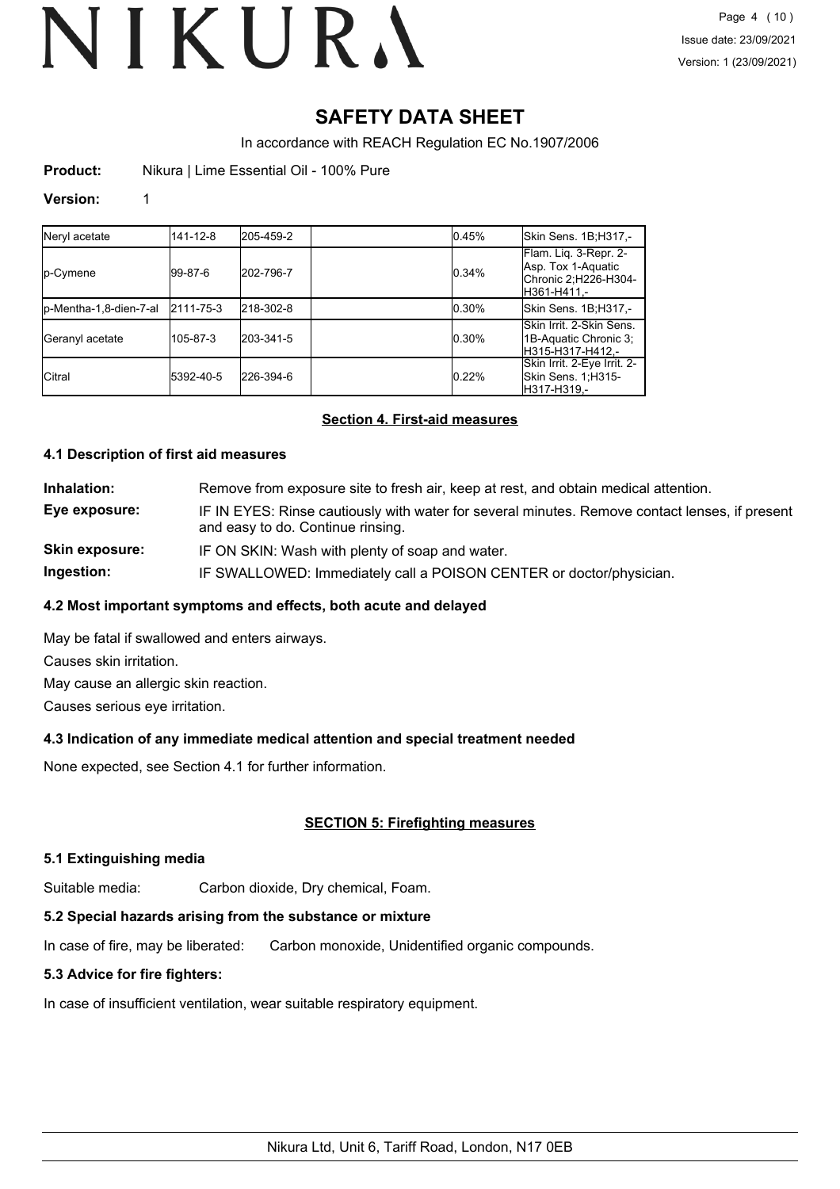# SAFETY DATA SHEET

In accordance with REACH Regulation EC No.1907/2006

**Product:** Nikura | Lime Essential Oil - 100% Pure

**Version:** 1

| | | | | | |
|---|---|---|---|---|---|
| Neryl acetate | 141-12-8 | 205-459-2 | | 0.45% | Skin Sens. 1B;H317,- |
| p-Cymene | 99-87-6 | 202-796-7 | | 0.34% | Flam. Liq. 3-Repr. 2-Asp. Tox 1-Aquatic Chronic 2;H226-H304-H361-H411,- |
| p-Mentha-1,8-dien-7-al | 2111-75-3 | 218-302-8 | | 0.30% | Skin Sens. 1B;H317,- |
| Geranyl acetate | 105-87-3 | 203-341-5 | | 0.30% | Skin Irrit. 2-Skin Sens. 1B-Aquatic Chronic 3;H315-H317-H412,- |
| Citral | 5392-40-5 | 226-394-6 | | 0.22% | Skin Irrit. 2-Eye Irrit. 2-Skin Sens. 1;H315-H317-H319,- |

## Section 4. First-aid measures

### 4.1 Description of first aid measures

**Inhalation:** Remove from exposure site to fresh air, keep at rest, and obtain medical attention.

**Eye exposure:** IF IN EYES: Rinse cautiously with water for several minutes. Remove contact lenses, if present and easy to do. Continue rinsing.

**Skin exposure:** IF ON SKIN: Wash with plenty of soap and water.

**Ingestion:** IF SWALLOWED: Immediately call a POISON CENTER or doctor/physician.

### 4.2 Most important symptoms and effects, both acute and delayed

May be fatal if swallowed and enters airways.

Causes skin irritation.

May cause an allergic skin reaction.

Causes serious eye irritation.

### 4.3 Indication of any immediate medical attention and special treatment needed

None expected, see Section 4.1 for further information.

## SECTION 5: Firefighting measures

### 5.1 Extinguishing media

Suitable media: Carbon dioxide, Dry chemical, Foam.

### 5.2 Special hazards arising from the substance or mixture

In case of fire, may be liberated: Carbon monoxide, Unidentified organic compounds.

### 5.3 Advice for fire fighters:

In case of insufficient ventilation, wear suitable respiratory equipment.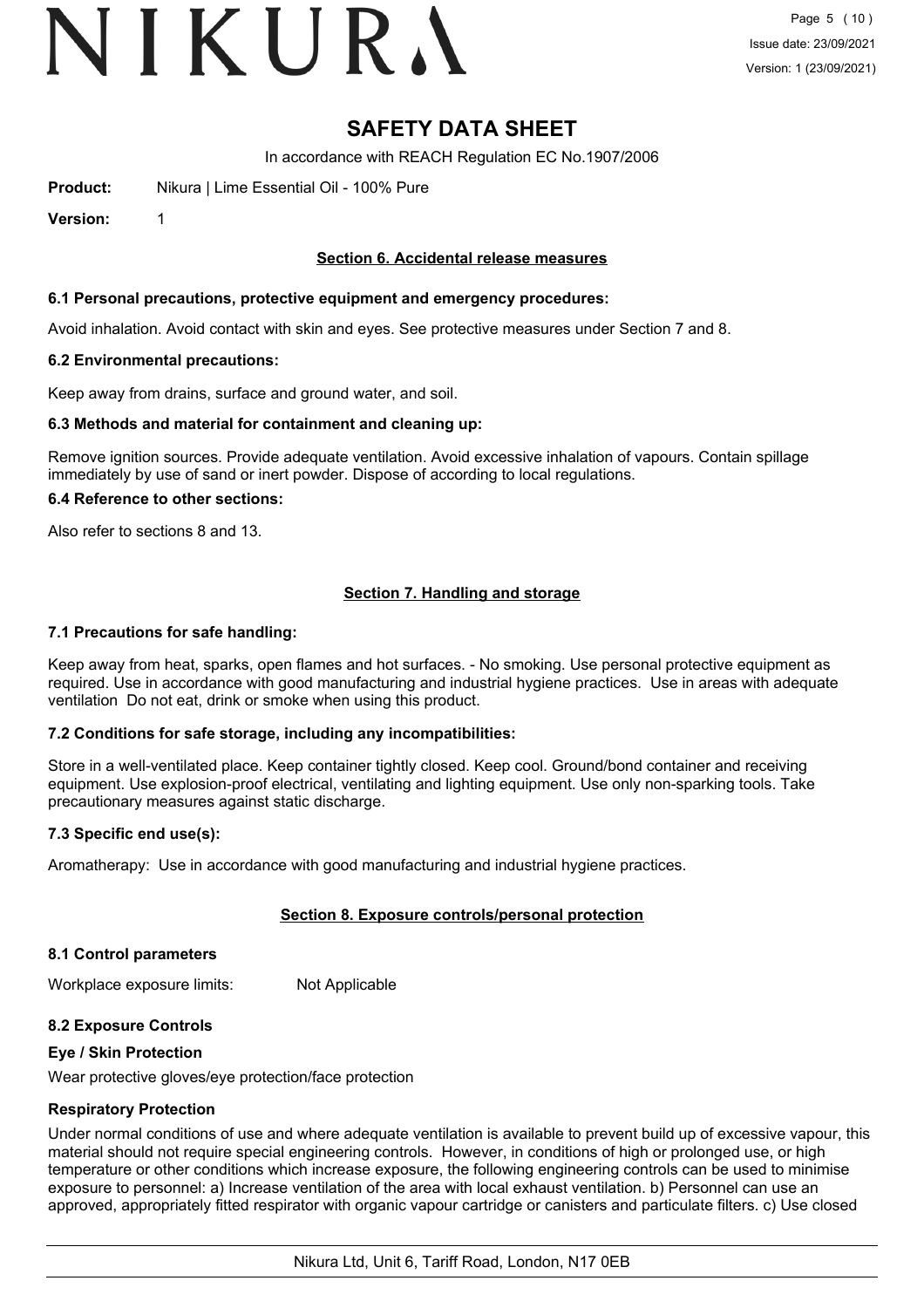# SAFETY DATA SHEET

In accordance with REACH Regulation EC No.1907/2006

**Product:** Nikura | Lime Essential Oil - 100% Pure

**Version:** 1

## Section 6. Accidental release measures

### 6.1 Personal precautions, protective equipment and emergency procedures:

Avoid inhalation. Avoid contact with skin and eyes. See protective measures under Section 7 and 8.

### 6.2 Environmental precautions:

Keep away from drains, surface and ground water, and soil.

### 6.3 Methods and material for containment and cleaning up:

Remove ignition sources. Provide adequate ventilation. Avoid excessive inhalation of vapours. Contain spillage immediately by use of sand or inert powder. Dispose of according to local regulations.

### 6.4 Reference to other sections:

Also refer to sections 8 and 13.

## Section 7. Handling and storage

### 7.1 Precautions for safe handling:

Keep away from heat, sparks, open flames and hot surfaces. - No smoking. Use personal protective equipment as required. Use in accordance with good manufacturing and industrial hygiene practices. Use in areas with adequate ventilation Do not eat, drink or smoke when using this product.

### 7.2 Conditions for safe storage, including any incompatibilities:

Store in a well-ventilated place. Keep container tightly closed. Keep cool. Ground/bond container and receiving equipment. Use explosion-proof electrical, ventilating and lighting equipment. Use only non-sparking tools. Take precautionary measures against static discharge.

### 7.3 Specific end use(s):

Aromatherapy: Use in accordance with good manufacturing and industrial hygiene practices.

## Section 8. Exposure controls/personal protection

### 8.1 Control parameters

Workplace exposure limits: Not Applicable

### 8.2 Exposure Controls

**Eye / Skin Protection**

Wear protective gloves/eye protection/face protection

**Respiratory Protection**

Under normal conditions of use and where adequate ventilation is available to prevent build up of excessive vapour, this material should not require special engineering controls. However, in conditions of high or prolonged use, or high temperature or other conditions which increase exposure, the following engineering controls can be used to minimise exposure to personnel: a) Increase ventilation of the area with local exhaust ventilation. b) Personnel can use an approved, appropriately fitted respirator with organic vapour cartridge or canisters and particulate filters. c) Use closed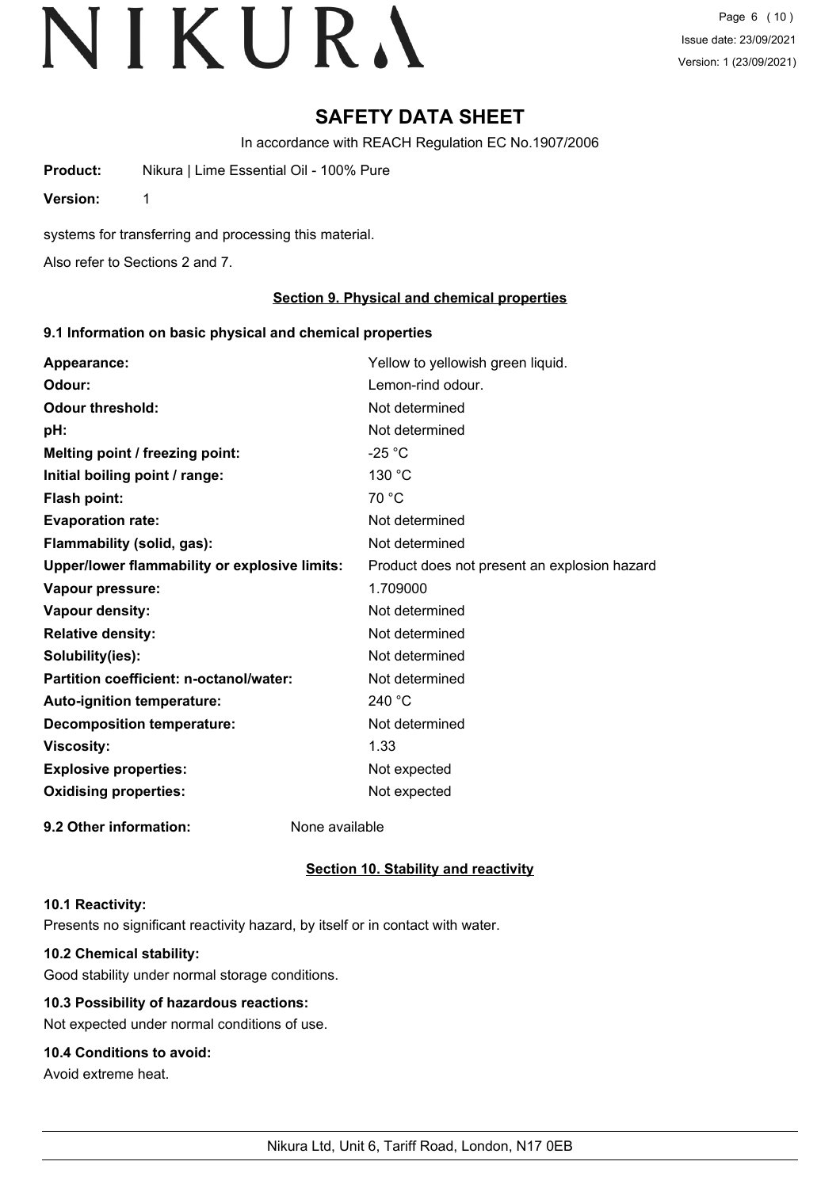# SAFETY DATA SHEET

In accordance with REACH Regulation EC No.1907/2006

**Product:** Nikura | Lime Essential Oil - 100% Pure

**Version:** 1

systems for transferring and processing this material.

Also refer to Sections 2 and 7.

## Section 9. Physical and chemical properties

### 9.1 Information on basic physical and chemical properties

| | |
|---|---|
| **Appearance:** | Yellow to yellowish green liquid. |
| **Odour:** | Lemon-rind odour. |
| **Odour threshold:** | Not determined |
| **pH:** | Not determined |
| **Melting point / freezing point:** | -25 °C |
| **Initial boiling point / range:** | 130 °C |
| **Flash point:** | 70 °C |
| **Evaporation rate:** | Not determined |
| **Flammability (solid, gas):** | Not determined |
| **Upper/lower flammability or explosive limits:** | Product does not present an explosion hazard |
| **Vapour pressure:** | 1.709000 |
| **Vapour density:** | Not determined |
| **Relative density:** | Not determined |
| **Solubility(ies):** | Not determined |
| **Partition coefficient: n-octanol/water:** | Not determined |
| **Auto-ignition temperature:** | 240 °C |
| **Decomposition temperature:** | Not determined |
| **Viscosity:** | 1.33 |
| **Explosive properties:** | Not expected |
| **Oxidising properties:** | Not expected |

**9.2 Other information:** None available

## Section 10. Stability and reactivity

### 10.1 Reactivity:

Presents no significant reactivity hazard, by itself or in contact with water.

### 10.2 Chemical stability:

Good stability under normal storage conditions.

### 10.3 Possibility of hazardous reactions:

Not expected under normal conditions of use.

### 10.4 Conditions to avoid:

Avoid extreme heat.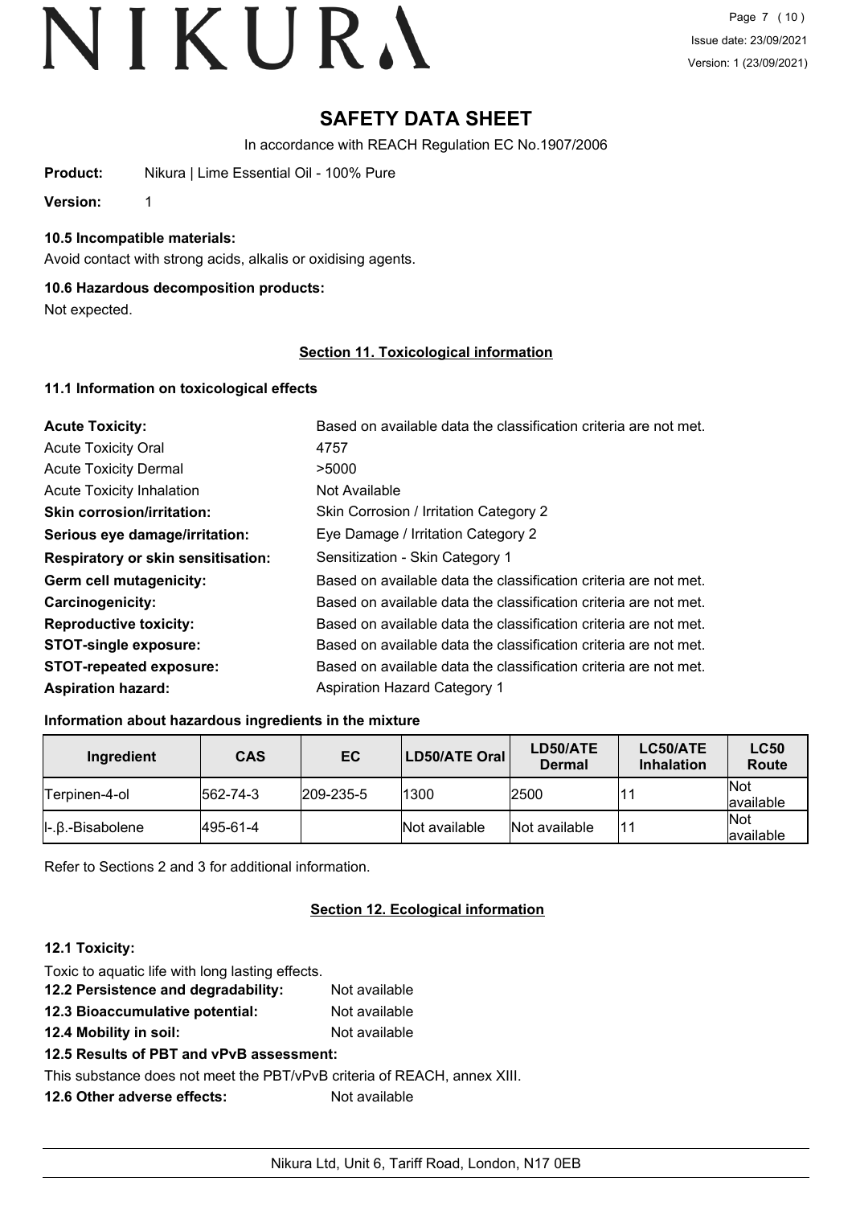# SAFETY DATA SHEET

In accordance with REACH Regulation EC No.1907/2006

**Product:** Nikura | Lime Essential Oil - 100% Pure

**Version:** 1

### 10.5 Incompatible materials:

Avoid contact with strong acids, alkalis or oxidising agents.

### 10.6 Hazardous decomposition products:

Not expected.

## Section 11. Toxicological information

### 11.1 Information on toxicological effects

| | |
|---|---|
| **Acute Toxicity:** | Based on available data the classification criteria are not met. |
| Acute Toxicity Oral | 4757 |
| Acute Toxicity Dermal | >5000 |
| Acute Toxicity Inhalation | Not Available |
| **Skin corrosion/irritation:** | Skin Corrosion / Irritation Category 2 |
| **Serious eye damage/irritation:** | Eye Damage / Irritation Category 2 |
| **Respiratory or skin sensitisation:** | Sensitization - Skin Category 1 |
| **Germ cell mutagenicity:** | Based on available data the classification criteria are not met. |
| **Carcinogenicity:** | Based on available data the classification criteria are not met. |
| **Reproductive toxicity:** | Based on available data the classification criteria are not met. |
| **STOT-single exposure:** | Based on available data the classification criteria are not met. |
| **STOT-repeated exposure:** | Based on available data the classification criteria are not met. |
| **Aspiration hazard:** | Aspiration Hazard Category 1 |

**Information about hazardous ingredients in the mixture**

| Ingredient | CAS | EC | LD50/ATE Oral | LD50/ATE Dermal | LC50/ATE Inhalation | LC50 Route |
|---|---|---|---|---|---|---|
| Terpinen-4-ol | 562-74-3 | 209-235-5 | 1300 | 2500 | 11 | Not available |
| l-.β.-Bisabolene | 495-61-4 | | Not available | Not available | 11 | Not available |

Refer to Sections 2 and 3 for additional information.

## Section 12. Ecological information

### 12.1 Toxicity:

Toxic to aquatic life with long lasting effects.

**12.2 Persistence and degradability:** Not available

**12.3 Bioaccumulative potential:** Not available

**12.4 Mobility in soil:** Not available

**12.5 Results of PBT and vPvB assessment:**

This substance does not meet the PBT/vPvB criteria of REACH, annex XIII.

**12.6 Other adverse effects:** Not available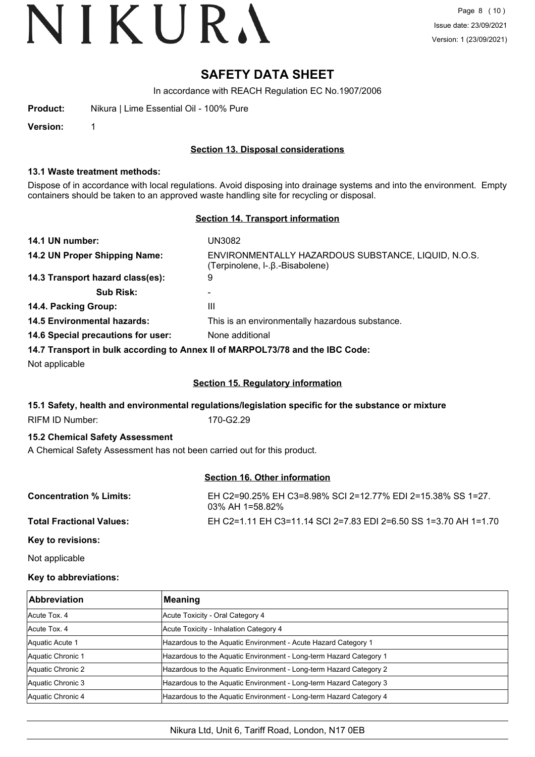# SAFETY DATA SHEET

In accordance with REACH Regulation EC No.1907/2006

**Product:** Nikura | Lime Essential Oil - 100% Pure

**Version:** 1

## Section 13. Disposal considerations

### 13.1 Waste treatment methods:

Dispose of in accordance with local regulations. Avoid disposing into drainage systems and into the environment. Empty containers should be taken to an approved waste handling site for recycling or disposal.

## Section 14. Transport information

**14.1 UN number:** UN3082

**14.2 UN Proper Shipping Name:** ENVIRONMENTALLY HAZARDOUS SUBSTANCE, LIQUID, N.O.S. (Terpinolene, l-.β.-Bisabolene)

**14.3 Transport hazard class(es):** 9

**Sub Risk:** -

**14.4. Packing Group:** III

**14.5 Environmental hazards:** This is an environmentally hazardous substance.

**14.6 Special precautions for user:** None additional

**14.7 Transport in bulk according to Annex II of MARPOL73/78 and the IBC Code:**

Not applicable

## Section 15. Regulatory information

### 15.1 Safety, health and environmental regulations/legislation specific for the substance or mixture

RIFM ID Number: 170-G2.29

### 15.2 Chemical Safety Assessment

A Chemical Safety Assessment has not been carried out for this product.

## Section 16. Other information

**Concentration % Limits:** EH C2=90.25% EH C3=8.98% SCI 2=12.77% EDI 2=15.38% SS 1=27.03% AH 1=58.82%

**Total Fractional Values:** EH C2=1.11 EH C3=11.14 SCI 2=7.83 EDI 2=6.50 SS 1=3.70 AH 1=1.70

**Key to revisions:**

Not applicable

**Key to abbreviations:**

| Abbreviation | Meaning |
|---|---|
| Acute Tox. 4 | Acute Toxicity - Oral Category 4 |
| Acute Tox. 4 | Acute Toxicity - Inhalation Category 4 |
| Aquatic Acute 1 | Hazardous to the Aquatic Environment - Acute Hazard Category 1 |
| Aquatic Chronic 1 | Hazardous to the Aquatic Environment - Long-term Hazard Category 1 |
| Aquatic Chronic 2 | Hazardous to the Aquatic Environment - Long-term Hazard Category 2 |
| Aquatic Chronic 3 | Hazardous to the Aquatic Environment - Long-term Hazard Category 3 |
| Aquatic Chronic 4 | Hazardous to the Aquatic Environment - Long-term Hazard Category 4 |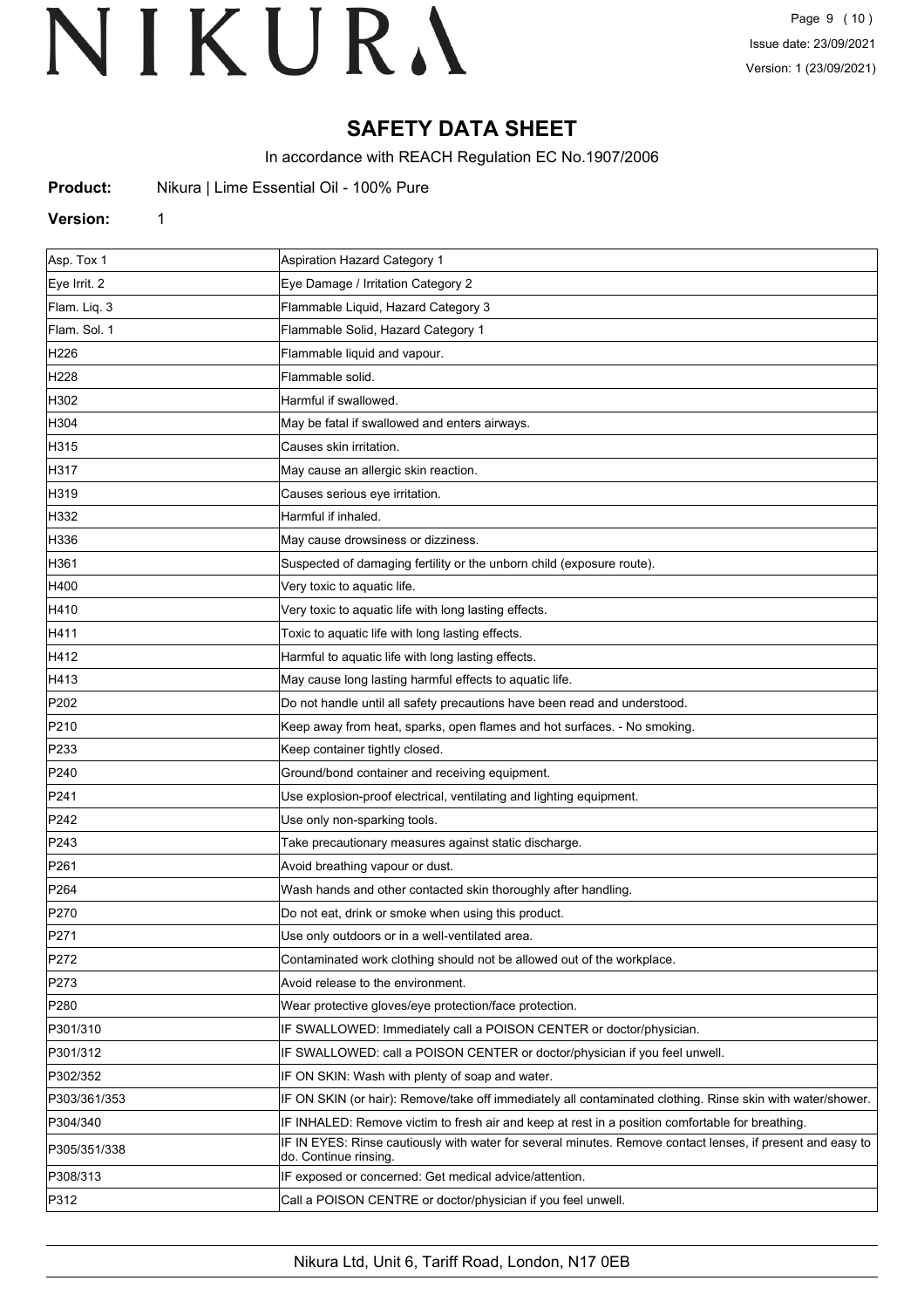# SAFETY DATA SHEET

In accordance with REACH Regulation EC No.1907/2006

**Product:** Nikura | Lime Essential Oil - 100% Pure

**Version:** 1

| | |
|---|---|
| Asp. Tox 1 | Aspiration Hazard Category 1 |
| Eye Irrit. 2 | Eye Damage / Irritation Category 2 |
| Flam. Liq. 3 | Flammable Liquid, Hazard Category 3 |
| Flam. Sol. 1 | Flammable Solid, Hazard Category 1 |
| H226 | Flammable liquid and vapour. |
| H228 | Flammable solid. |
| H302 | Harmful if swallowed. |
| H304 | May be fatal if swallowed and enters airways. |
| H315 | Causes skin irritation. |
| H317 | May cause an allergic skin reaction. |
| H319 | Causes serious eye irritation. |
| H332 | Harmful if inhaled. |
| H336 | May cause drowsiness or dizziness. |
| H361 | Suspected of damaging fertility or the unborn child (exposure route). |
| H400 | Very toxic to aquatic life. |
| H410 | Very toxic to aquatic life with long lasting effects. |
| H411 | Toxic to aquatic life with long lasting effects. |
| H412 | Harmful to aquatic life with long lasting effects. |
| H413 | May cause long lasting harmful effects to aquatic life. |
| P202 | Do not handle until all safety precautions have been read and understood. |
| P210 | Keep away from heat, sparks, open flames and hot surfaces. - No smoking. |
| P233 | Keep container tightly closed. |
| P240 | Ground/bond container and receiving equipment. |
| P241 | Use explosion-proof electrical, ventilating and lighting equipment. |
| P242 | Use only non-sparking tools. |
| P243 | Take precautionary measures against static discharge. |
| P261 | Avoid breathing vapour or dust. |
| P264 | Wash hands and other contacted skin thoroughly after handling. |
| P270 | Do not eat, drink or smoke when using this product. |
| P271 | Use only outdoors or in a well-ventilated area. |
| P272 | Contaminated work clothing should not be allowed out of the workplace. |
| P273 | Avoid release to the environment. |
| P280 | Wear protective gloves/eye protection/face protection. |
| P301/310 | IF SWALLOWED: Immediately call a POISON CENTER or doctor/physician. |
| P301/312 | IF SWALLOWED: call a POISON CENTER or doctor/physician if you feel unwell. |
| P302/352 | IF ON SKIN: Wash with plenty of soap and water. |
| P303/361/353 | IF ON SKIN (or hair): Remove/take off immediately all contaminated clothing. Rinse skin with water/shower. |
| P304/340 | IF INHALED: Remove victim to fresh air and keep at rest in a position comfortable for breathing. |
| P305/351/338 | IF IN EYES: Rinse cautiously with water for several minutes. Remove contact lenses, if present and easy to do. Continue rinsing. |
| P308/313 | IF exposed or concerned: Get medical advice/attention. |
| P312 | Call a POISON CENTRE or doctor/physician if you feel unwell. |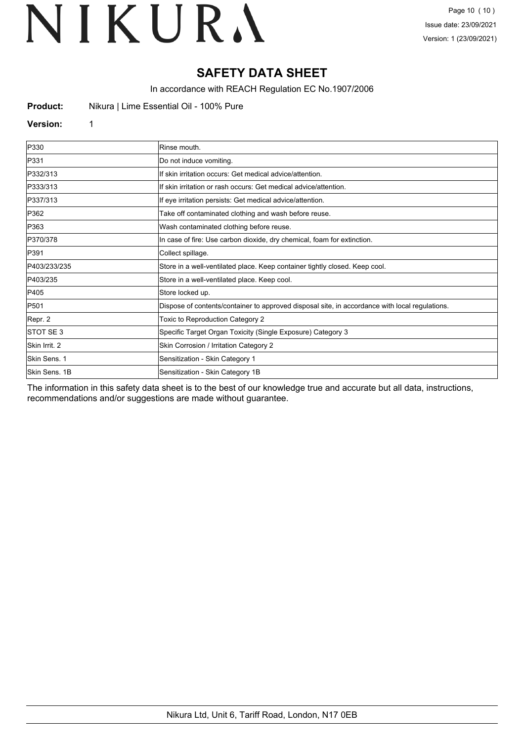# SAFETY DATA SHEET

In accordance with REACH Regulation EC No.1907/2006

**Product:** Nikura | Lime Essential Oil - 100% Pure

**Version:** 1

| | |
|---|---|
| P330 | Rinse mouth. |
| P331 | Do not induce vomiting. |
| P332/313 | If skin irritation occurs: Get medical advice/attention. |
| P333/313 | If skin irritation or rash occurs: Get medical advice/attention. |
| P337/313 | If eye irritation persists: Get medical advice/attention. |
| P362 | Take off contaminated clothing and wash before reuse. |
| P363 | Wash contaminated clothing before reuse. |
| P370/378 | In case of fire: Use carbon dioxide, dry chemical, foam for extinction. |
| P391 | Collect spillage. |
| P403/233/235 | Store in a well-ventilated place. Keep container tightly closed. Keep cool. |
| P403/235 | Store in a well-ventilated place. Keep cool. |
| P405 | Store locked up. |
| P501 | Dispose of contents/container to approved disposal site, in accordance with local regulations. |
| Repr. 2 | Toxic to Reproduction Category 2 |
| STOT SE 3 | Specific Target Organ Toxicity (Single Exposure) Category 3 |
| Skin Irrit. 2 | Skin Corrosion / Irritation Category 2 |
| Skin Sens. 1 | Sensitization - Skin Category 1 |
| Skin Sens. 1B | Sensitization - Skin Category 1B |

The information in this safety data sheet is to the best of our knowledge true and accurate but all data, instructions, recommendations and/or suggestions are made without guarantee.